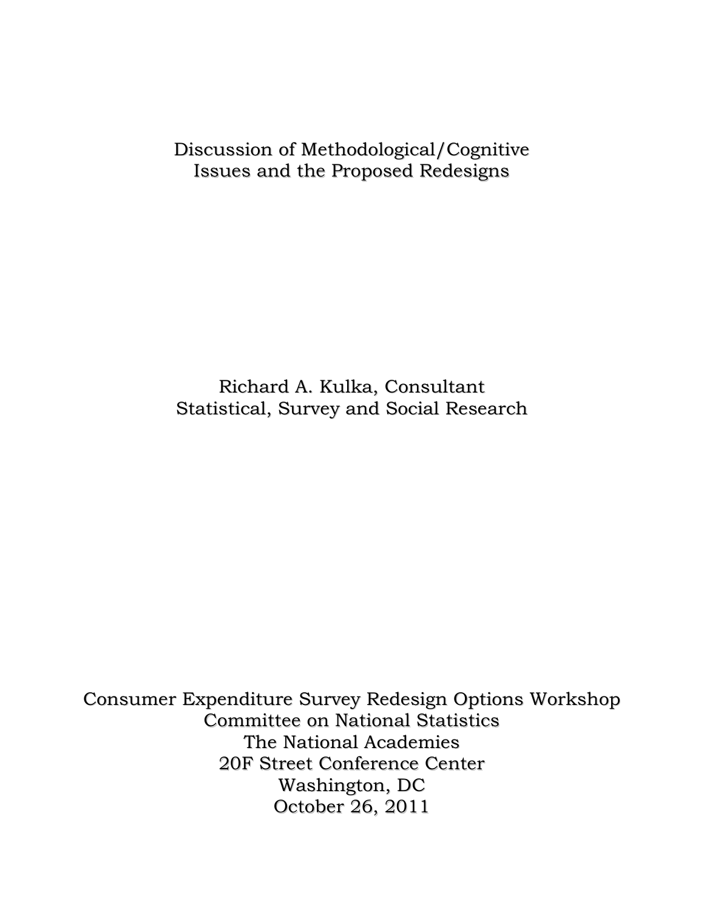# Discussion of Methodological/Cognitive Issues and the Proposed Redesigns

Richard A. Kulka, Consultant
Statistical, Survey and Social Research

Consumer Expenditure Survey Redesign Options Workshop
Committee on National Statistics
The National Academies
20F Street Conference Center
Washington, DC
October 26, 2011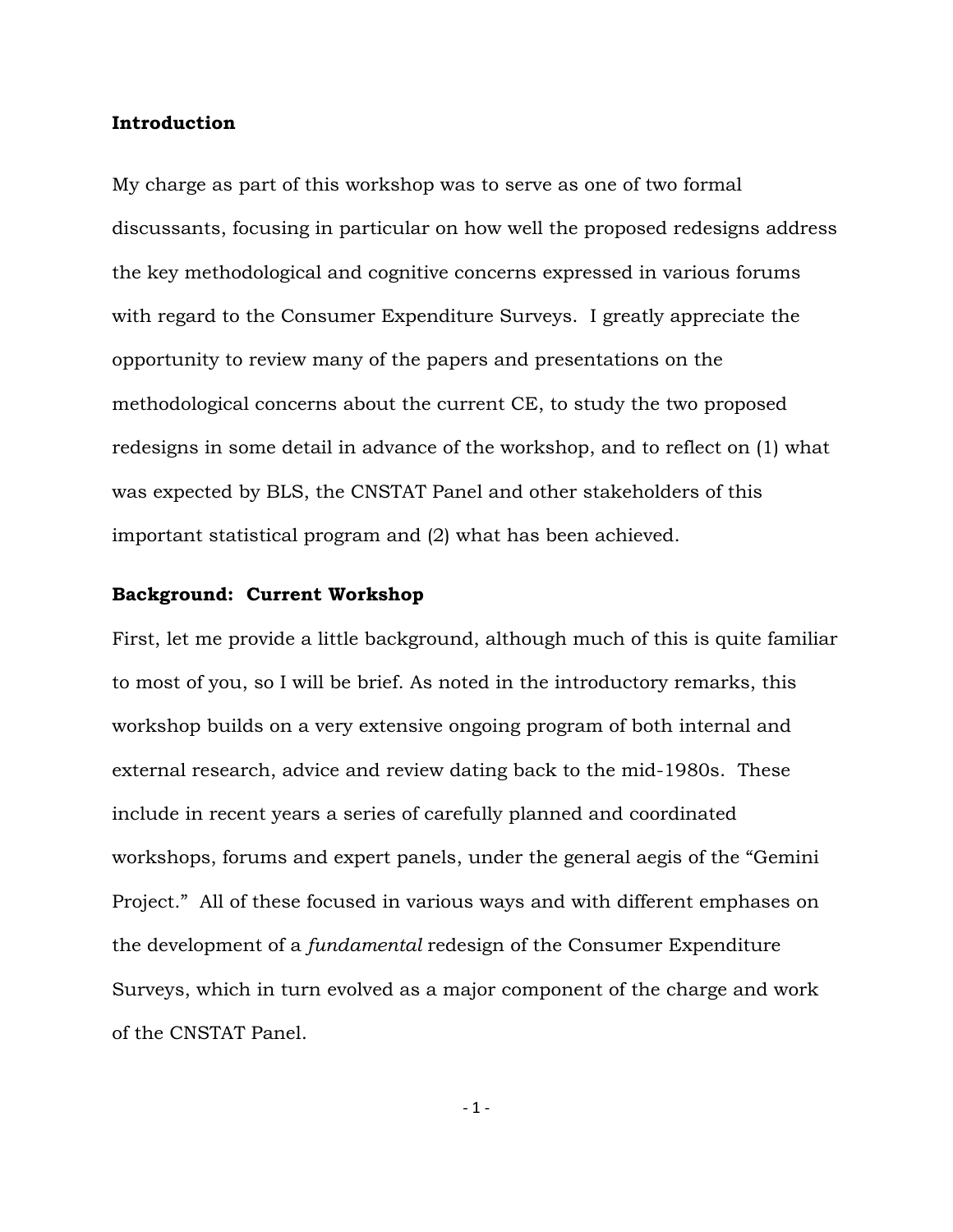**Introduction**

My charge as part of this workshop was to serve as one of two formal discussants, focusing in particular on how well the proposed redesigns address the key methodological and cognitive concerns expressed in various forums with regard to the Consumer Expenditure Surveys. I greatly appreciate the opportunity to review many of the papers and presentations on the methodological concerns about the current CE, to study the two proposed redesigns in some detail in advance of the workshop, and to reflect on (1) what was expected by BLS, the CNSTAT Panel and other stakeholders of this important statistical program and (2) what has been achieved.

**Background: Current Workshop**

First, let me provide a little background, although much of this is quite familiar to most of you, so I will be brief. As noted in the introductory remarks, this workshop builds on a very extensive ongoing program of both internal and external research, advice and review dating back to the mid-1980s. These include in recent years a series of carefully planned and coordinated workshops, forums and expert panels, under the general aegis of the "Gemini Project." All of these focused in various ways and with different emphases on the development of a *fundamental* redesign of the Consumer Expenditure Surveys, which in turn evolved as a major component of the charge and work of the CNSTAT Panel.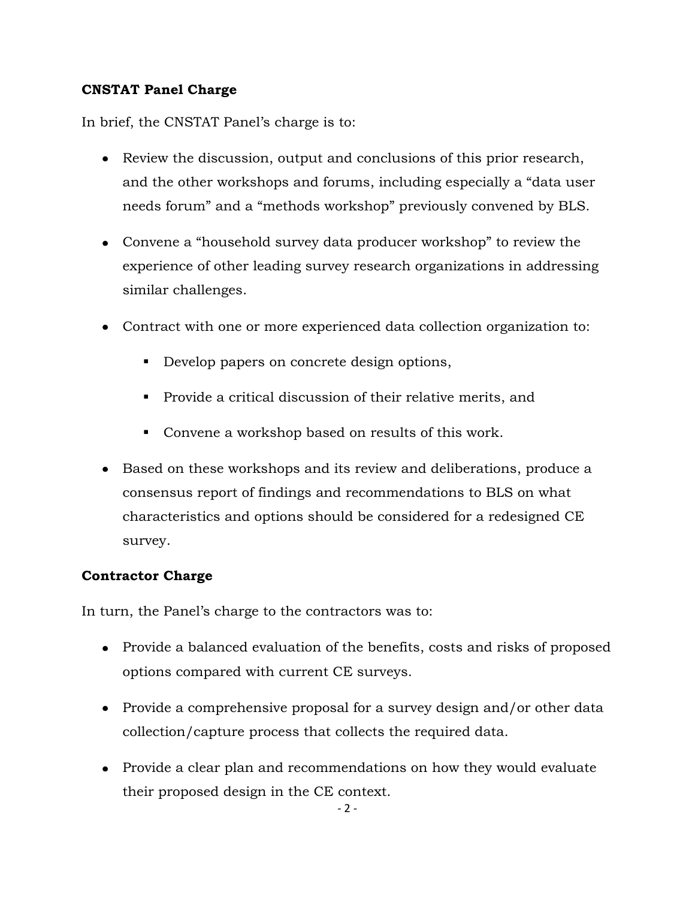**CNSTAT Panel Charge**

In brief, the CNSTAT Panel's charge is to:

- Review the discussion, output and conclusions of this prior research, and the other workshops and forums, including especially a "data user needs forum" and a "methods workshop" previously convened by BLS.
- Convene a "household survey data producer workshop" to review the experience of other leading survey research organizations in addressing similar challenges.
- Contract with one or more experienced data collection organization to:
  - Develop papers on concrete design options,
  - Provide a critical discussion of their relative merits, and
  - Convene a workshop based on results of this work.
- Based on these workshops and its review and deliberations, produce a consensus report of findings and recommendations to BLS on what characteristics and options should be considered for a redesigned CE survey.

**Contractor Charge**

In turn, the Panel's charge to the contractors was to:

- Provide a balanced evaluation of the benefits, costs and risks of proposed options compared with current CE surveys.
- Provide a comprehensive proposal for a survey design and/or other data collection/capture process that collects the required data.
- Provide a clear plan and recommendations on how they would evaluate their proposed design in the CE context.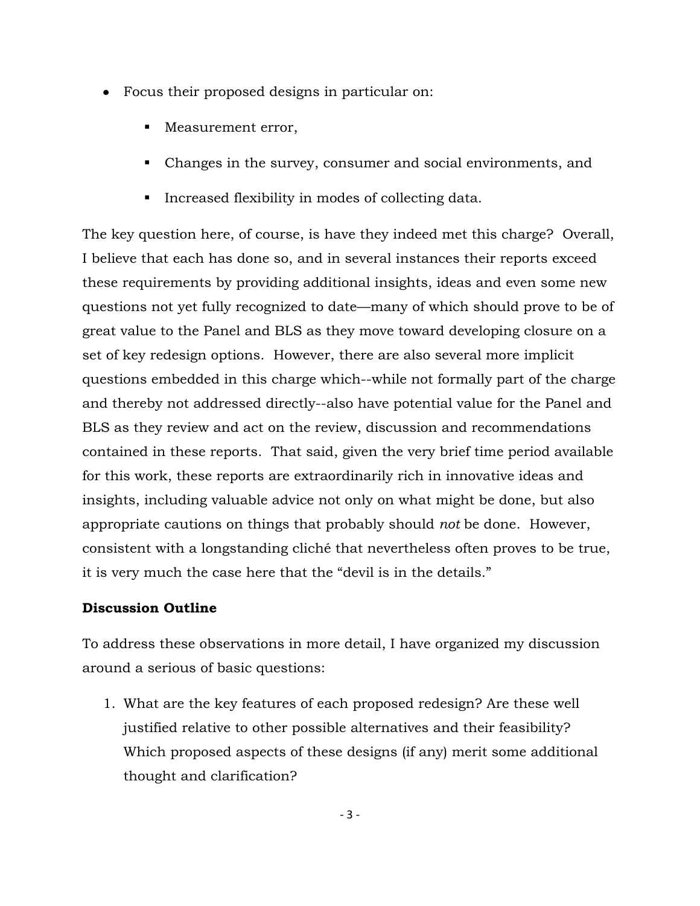- Focus their proposed designs in particular on:
    - Measurement error,
    - Changes in the survey, consumer and social environments, and
    - Increased flexibility in modes of collecting data.

The key question here, of course, is have they indeed met this charge? Overall, I believe that each has done so, and in several instances their reports exceed these requirements by providing additional insights, ideas and even some new questions not yet fully recognized to date—many of which should prove to be of great value to the Panel and BLS as they move toward developing closure on a set of key redesign options. However, there are also several more implicit questions embedded in this charge which--while not formally part of the charge and thereby not addressed directly--also have potential value for the Panel and BLS as they review and act on the review, discussion and recommendations contained in these reports. That said, given the very brief time period available for this work, these reports are extraordinarily rich in innovative ideas and insights, including valuable advice not only on what might be done, but also appropriate cautions on things that probably should *not* be done. However, consistent with a longstanding cliché that nevertheless often proves to be true, it is very much the case here that the "devil is in the details."

**Discussion Outline**

To address these observations in more detail, I have organized my discussion around a serious of basic questions:

1. What are the key features of each proposed redesign? Are these well justified relative to other possible alternatives and their feasibility? Which proposed aspects of these designs (if any) merit some additional thought and clarification?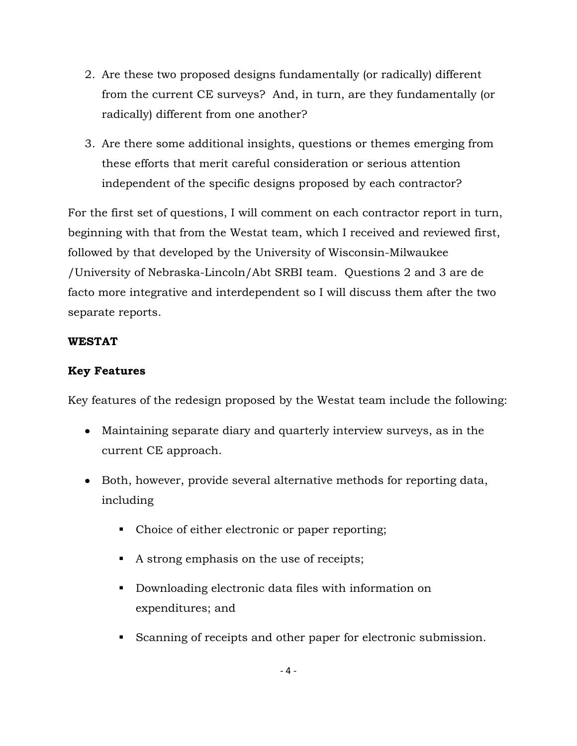2. Are these two proposed designs fundamentally (or radically) different from the current CE surveys? And, in turn, are they fundamentally (or radically) different from one another?

3. Are there some additional insights, questions or themes emerging from these efforts that merit careful consideration or serious attention independent of the specific designs proposed by each contractor?

For the first set of questions, I will comment on each contractor report in turn, beginning with that from the Westat team, which I received and reviewed first, followed by that developed by the University of Wisconsin-Milwaukee /University of Nebraska-Lincoln/Abt SRBI team. Questions 2 and 3 are de facto more integrative and interdependent so I will discuss them after the two separate reports.

**WESTAT**

**Key Features**

Key features of the redesign proposed by the Westat team include the following:

- Maintaining separate diary and quarterly interview surveys, as in the current CE approach.
- Both, however, provide several alternative methods for reporting data, including
  - Choice of either electronic or paper reporting;
  - A strong emphasis on the use of receipts;
  - Downloading electronic data files with information on expenditures; and
  - Scanning of receipts and other paper for electronic submission.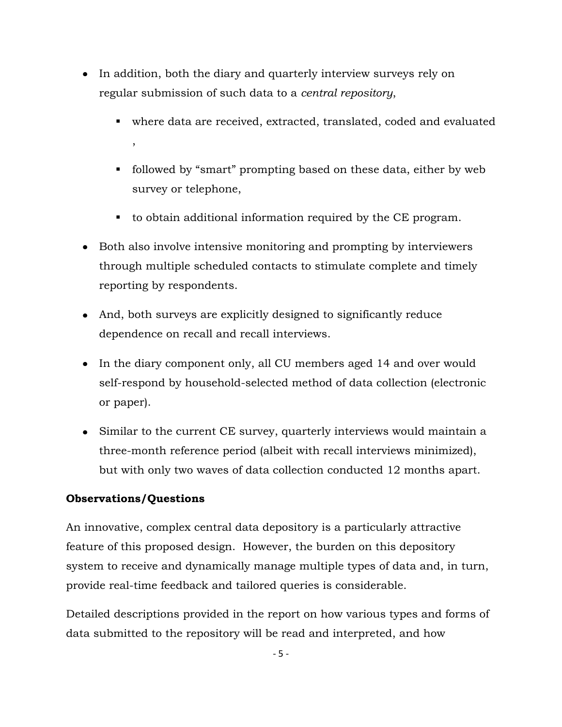- In addition, both the diary and quarterly interview surveys rely on regular submission of such data to a *central repository*,
  - where data are received, extracted, translated, coded and evaluated ,
  - followed by "smart" prompting based on these data, either by web survey or telephone,
  - to obtain additional information required by the CE program.
- Both also involve intensive monitoring and prompting by interviewers through multiple scheduled contacts to stimulate complete and timely reporting by respondents.
- And, both surveys are explicitly designed to significantly reduce dependence on recall and recall interviews.
- In the diary component only, all CU members aged 14 and over would self-respond by household-selected method of data collection (electronic or paper).
- Similar to the current CE survey, quarterly interviews would maintain a three-month reference period (albeit with recall interviews minimized), but with only two waves of data collection conducted 12 months apart.

**Observations/Questions**

An innovative, complex central data depository is a particularly attractive feature of this proposed design. However, the burden on this depository system to receive and dynamically manage multiple types of data and, in turn, provide real-time feedback and tailored queries is considerable.

Detailed descriptions provided in the report on how various types and forms of data submitted to the repository will be read and interpreted, and how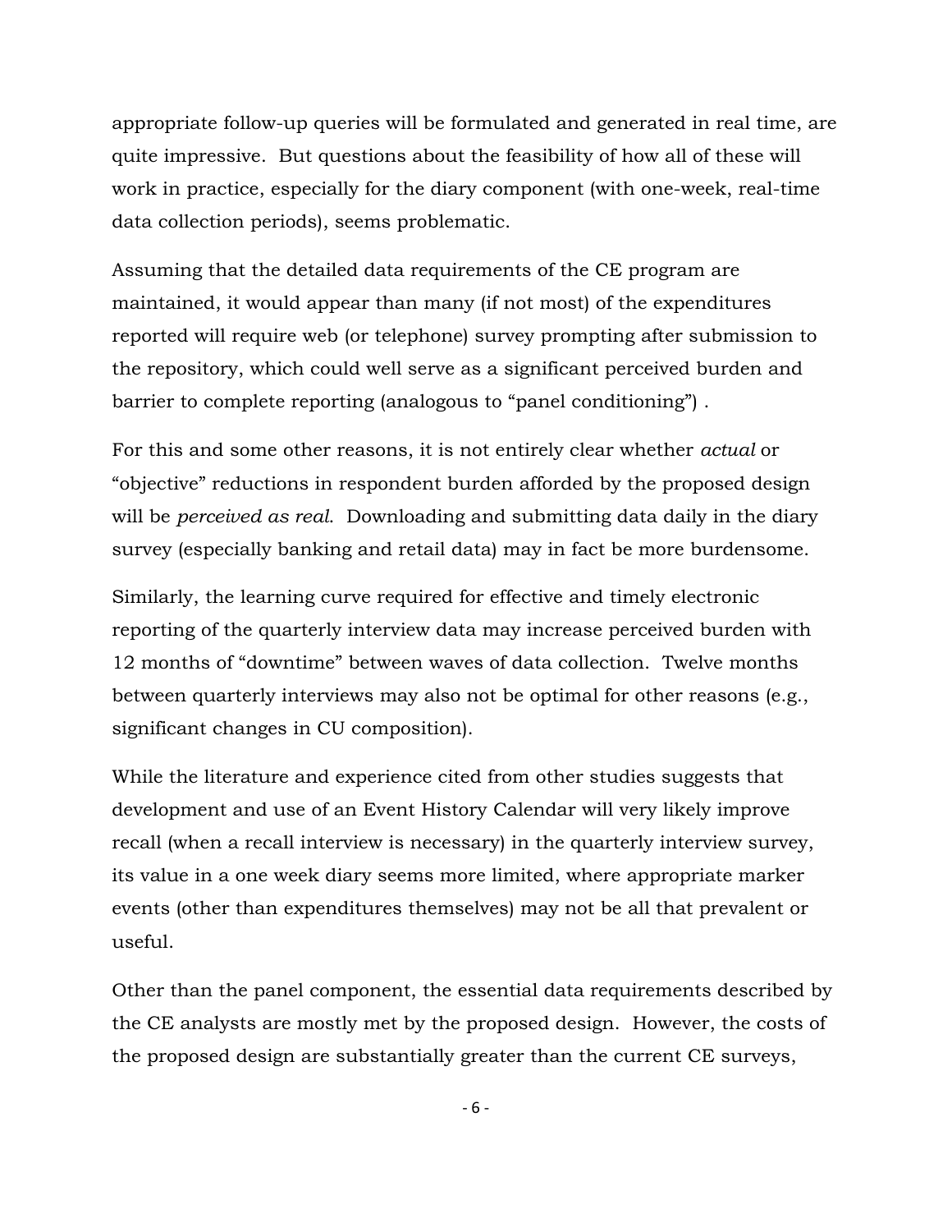appropriate follow-up queries will be formulated and generated in real time, are quite impressive. But questions about the feasibility of how all of these will work in practice, especially for the diary component (with one-week, real-time data collection periods), seems problematic.

Assuming that the detailed data requirements of the CE program are maintained, it would appear than many (if not most) of the expenditures reported will require web (or telephone) survey prompting after submission to the repository, which could well serve as a significant perceived burden and barrier to complete reporting (analogous to "panel conditioning") .

For this and some other reasons, it is not entirely clear whether *actual* or "objective" reductions in respondent burden afforded by the proposed design will be *perceived as real*. Downloading and submitting data daily in the diary survey (especially banking and retail data) may in fact be more burdensome.

Similarly, the learning curve required for effective and timely electronic reporting of the quarterly interview data may increase perceived burden with 12 months of "downtime" between waves of data collection. Twelve months between quarterly interviews may also not be optimal for other reasons (e.g., significant changes in CU composition).

While the literature and experience cited from other studies suggests that development and use of an Event History Calendar will very likely improve recall (when a recall interview is necessary) in the quarterly interview survey, its value in a one week diary seems more limited, where appropriate marker events (other than expenditures themselves) may not be all that prevalent or useful.

Other than the panel component, the essential data requirements described by the CE analysts are mostly met by the proposed design. However, the costs of the proposed design are substantially greater than the current CE surveys,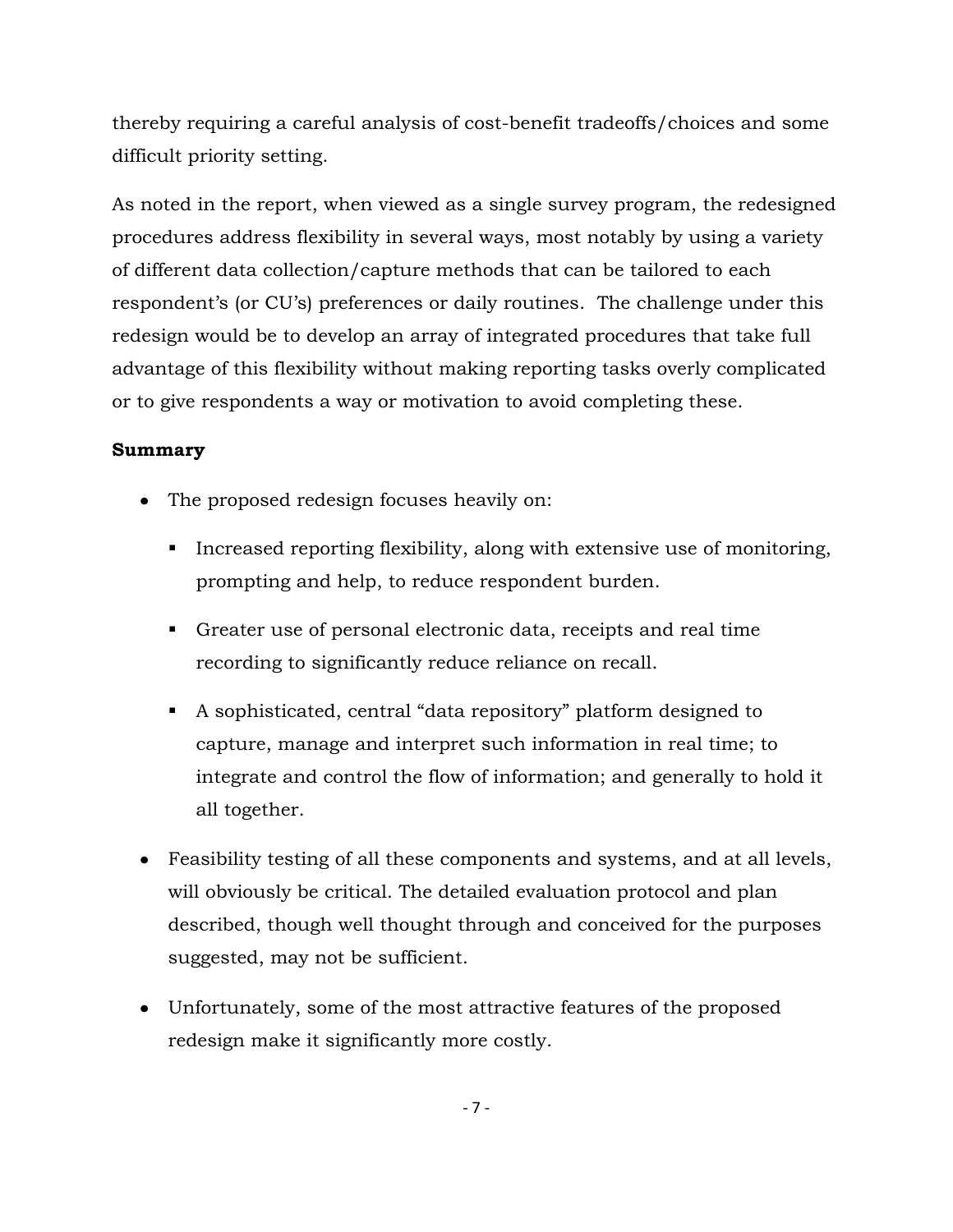thereby requiring a careful analysis of cost-benefit tradeoffs/choices and some difficult priority setting.

As noted in the report, when viewed as a single survey program, the redesigned procedures address flexibility in several ways, most notably by using a variety of different data collection/capture methods that can be tailored to each respondent's (or CU's) preferences or daily routines. The challenge under this redesign would be to develop an array of integrated procedures that take full advantage of this flexibility without making reporting tasks overly complicated or to give respondents a way or motivation to avoid completing these.

**Summary**

- The proposed redesign focuses heavily on:
  - Increased reporting flexibility, along with extensive use of monitoring, prompting and help, to reduce respondent burden.
  - Greater use of personal electronic data, receipts and real time recording to significantly reduce reliance on recall.
  - A sophisticated, central "data repository" platform designed to capture, manage and interpret such information in real time; to integrate and control the flow of information; and generally to hold it all together.
- Feasibility testing of all these components and systems, and at all levels, will obviously be critical. The detailed evaluation protocol and plan described, though well thought through and conceived for the purposes suggested, may not be sufficient.
- Unfortunately, some of the most attractive features of the proposed redesign make it significantly more costly.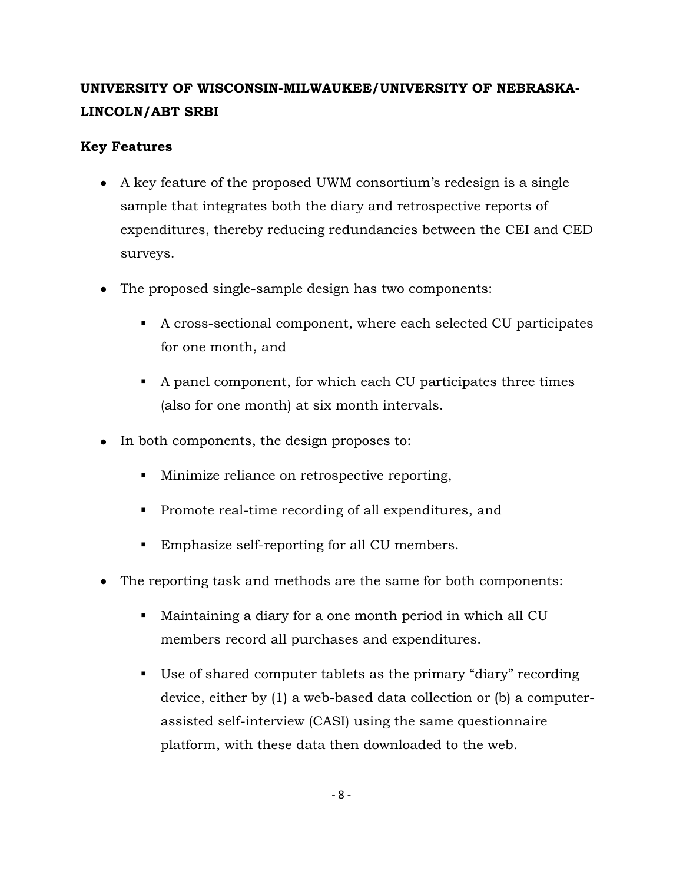## UNIVERSITY OF WISCONSIN-MILWAUKEE/UNIVERSITY OF NEBRASKA-LINCOLN/ABT SRBI

### Key Features

- A key feature of the proposed UWM consortium's redesign is a single sample that integrates both the diary and retrospective reports of expenditures, thereby reducing redundancies between the CEI and CED surveys.
- The proposed single-sample design has two components:
    - A cross-sectional component, where each selected CU participates for one month, and
    - A panel component, for which each CU participates three times (also for one month) at six month intervals.
- In both components, the design proposes to:
    - Minimize reliance on retrospective reporting,
    - Promote real-time recording of all expenditures, and
    - Emphasize self-reporting for all CU members.
- The reporting task and methods are the same for both components:
    - Maintaining a diary for a one month period in which all CU members record all purchases and expenditures.
    - Use of shared computer tablets as the primary "diary" recording device, either by (1) a web-based data collection or (b) a computer-assisted self-interview (CASI) using the same questionnaire platform, with these data then downloaded to the web.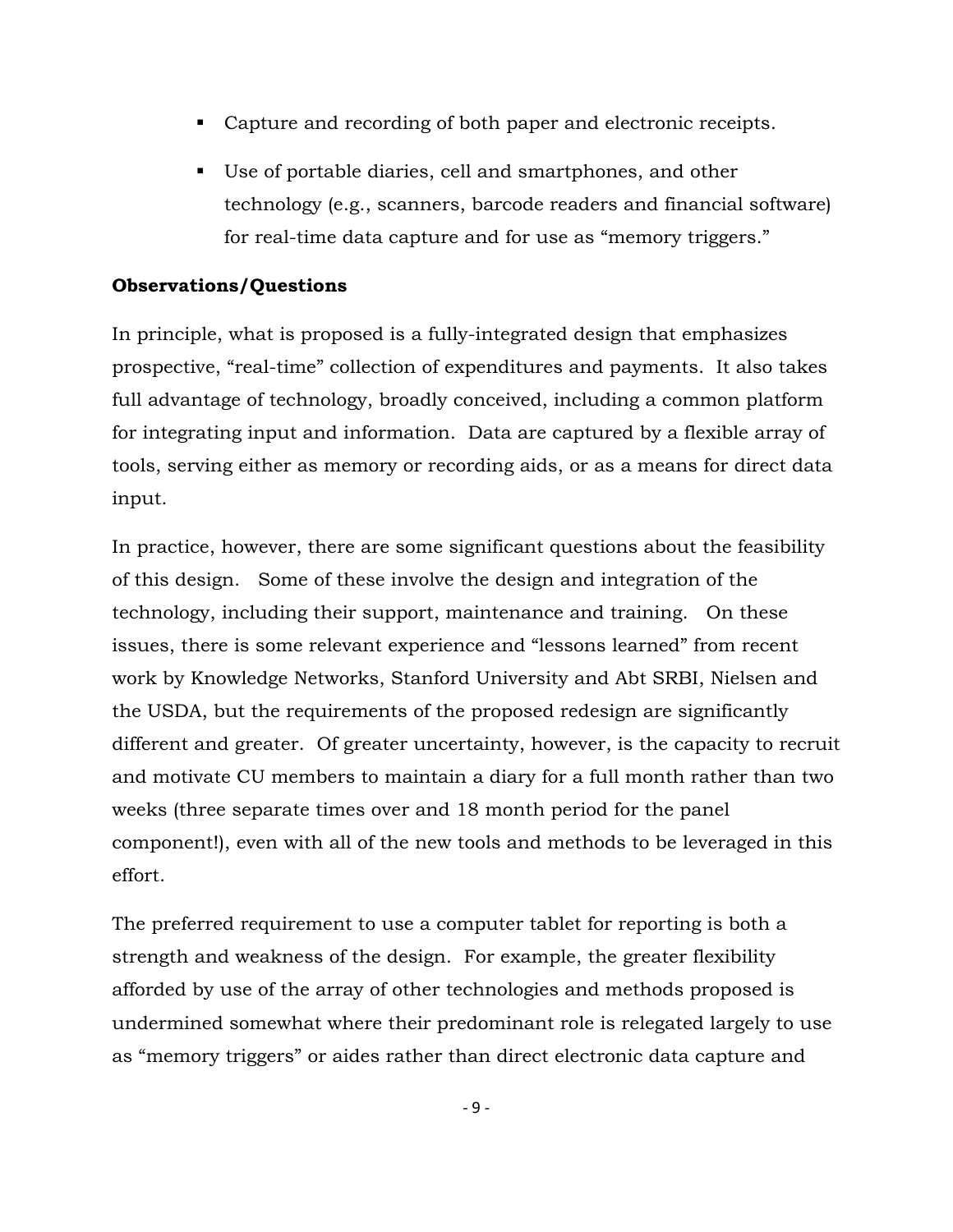- Capture and recording of both paper and electronic receipts.
- Use of portable diaries, cell and smartphones, and other technology (e.g., scanners, barcode readers and financial software) for real-time data capture and for use as "memory triggers."

**Observations/Questions**

In principle, what is proposed is a fully-integrated design that emphasizes prospective, "real-time" collection of expenditures and payments. It also takes full advantage of technology, broadly conceived, including a common platform for integrating input and information. Data are captured by a flexible array of tools, serving either as memory or recording aids, or as a means for direct data input.

In practice, however, there are some significant questions about the feasibility of this design. Some of these involve the design and integration of the technology, including their support, maintenance and training. On these issues, there is some relevant experience and "lessons learned" from recent work by Knowledge Networks, Stanford University and Abt SRBI, Nielsen and the USDA, but the requirements of the proposed redesign are significantly different and greater. Of greater uncertainty, however, is the capacity to recruit and motivate CU members to maintain a diary for a full month rather than two weeks (three separate times over and 18 month period for the panel component!), even with all of the new tools and methods to be leveraged in this effort.

The preferred requirement to use a computer tablet for reporting is both a strength and weakness of the design. For example, the greater flexibility afforded by use of the array of other technologies and methods proposed is undermined somewhat where their predominant role is relegated largely to use as "memory triggers" or aides rather than direct electronic data capture and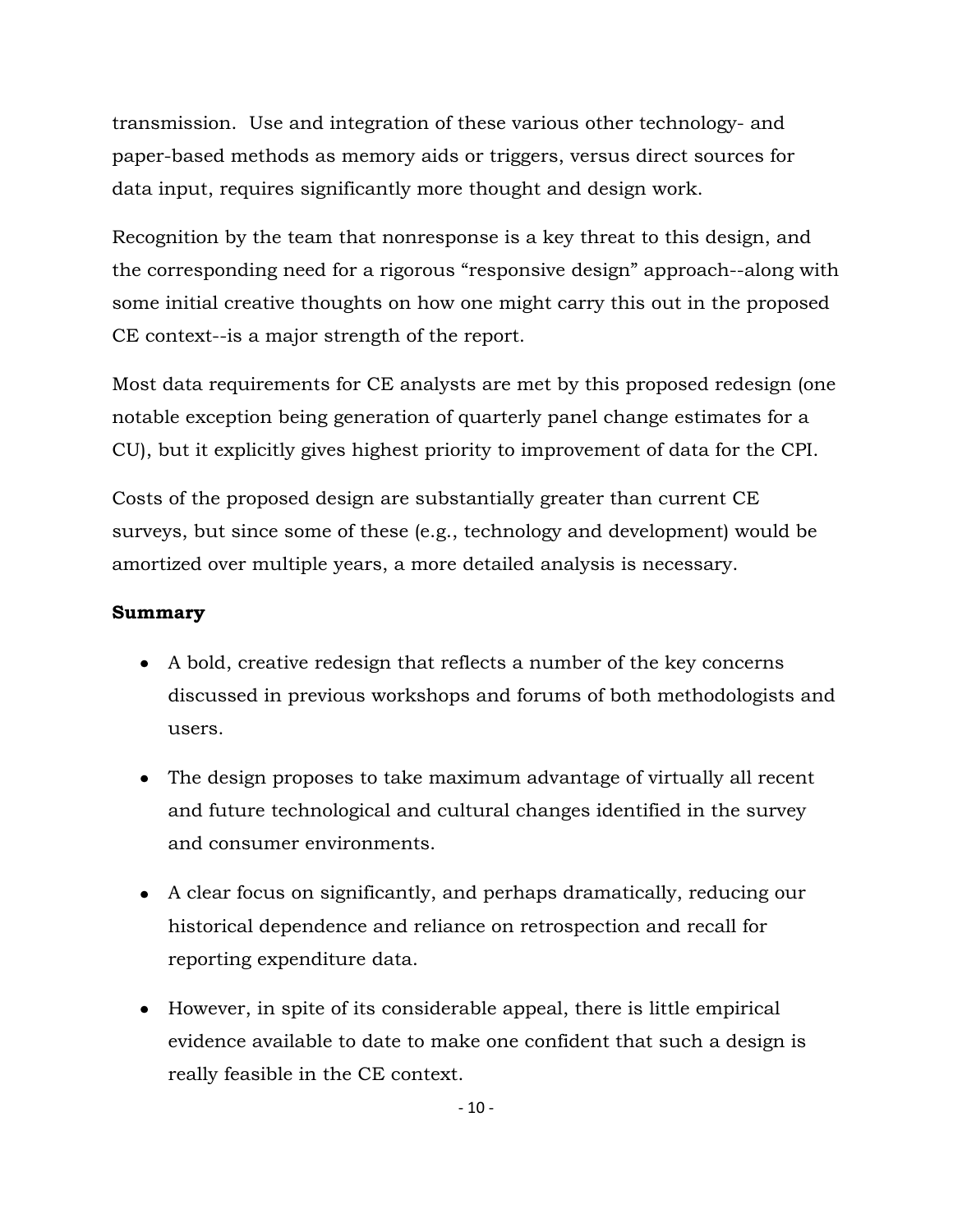transmission. Use and integration of these various other technology- and paper-based methods as memory aids or triggers, versus direct sources for data input, requires significantly more thought and design work.

Recognition by the team that nonresponse is a key threat to this design, and the corresponding need for a rigorous "responsive design" approach--along with some initial creative thoughts on how one might carry this out in the proposed CE context--is a major strength of the report.

Most data requirements for CE analysts are met by this proposed redesign (one notable exception being generation of quarterly panel change estimates for a CU), but it explicitly gives highest priority to improvement of data for the CPI.

Costs of the proposed design are substantially greater than current CE surveys, but since some of these (e.g., technology and development) would be amortized over multiple years, a more detailed analysis is necessary.

**Summary**

- A bold, creative redesign that reflects a number of the key concerns discussed in previous workshops and forums of both methodologists and users.
- The design proposes to take maximum advantage of virtually all recent and future technological and cultural changes identified in the survey and consumer environments.
- A clear focus on significantly, and perhaps dramatically, reducing our historical dependence and reliance on retrospection and recall for reporting expenditure data.
- However, in spite of its considerable appeal, there is little empirical evidence available to date to make one confident that such a design is really feasible in the CE context.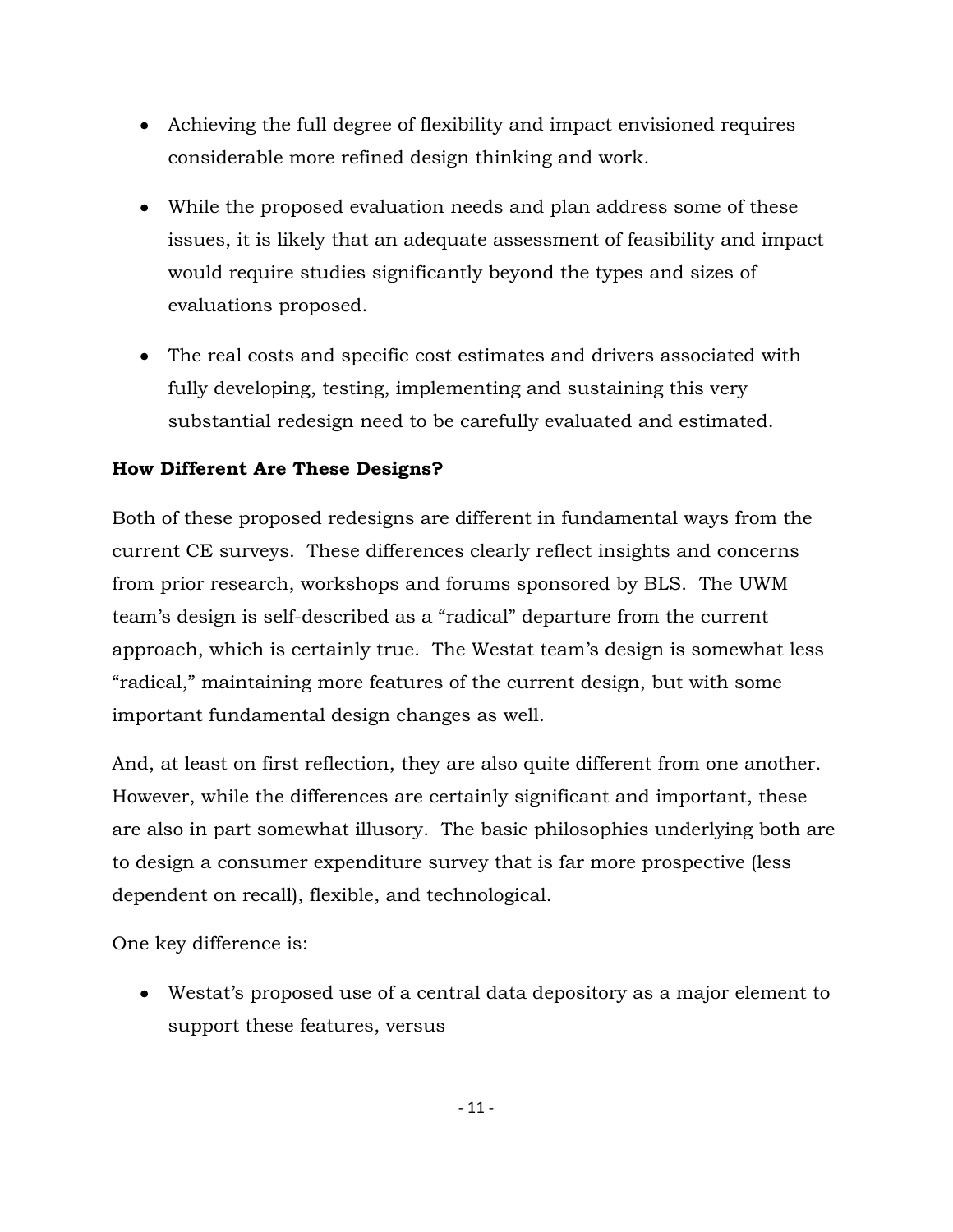- Achieving the full degree of flexibility and impact envisioned requires considerable more refined design thinking and work.

- While the proposed evaluation needs and plan address some of these issues, it is likely that an adequate assessment of feasibility and impact would require studies significantly beyond the types and sizes of evaluations proposed.

- The real costs and specific cost estimates and drivers associated with fully developing, testing, implementing and sustaining this very substantial redesign need to be carefully evaluated and estimated.

**How Different Are These Designs?**

Both of these proposed redesigns are different in fundamental ways from the current CE surveys. These differences clearly reflect insights and concerns from prior research, workshops and forums sponsored by BLS. The UWM team's design is self-described as a "radical" departure from the current approach, which is certainly true. The Westat team's design is somewhat less "radical," maintaining more features of the current design, but with some important fundamental design changes as well.

And, at least on first reflection, they are also quite different from one another. However, while the differences are certainly significant and important, these are also in part somewhat illusory. The basic philosophies underlying both are to design a consumer expenditure survey that is far more prospective (less dependent on recall), flexible, and technological.

One key difference is:

- Westat's proposed use of a central data depository as a major element to support these features, versus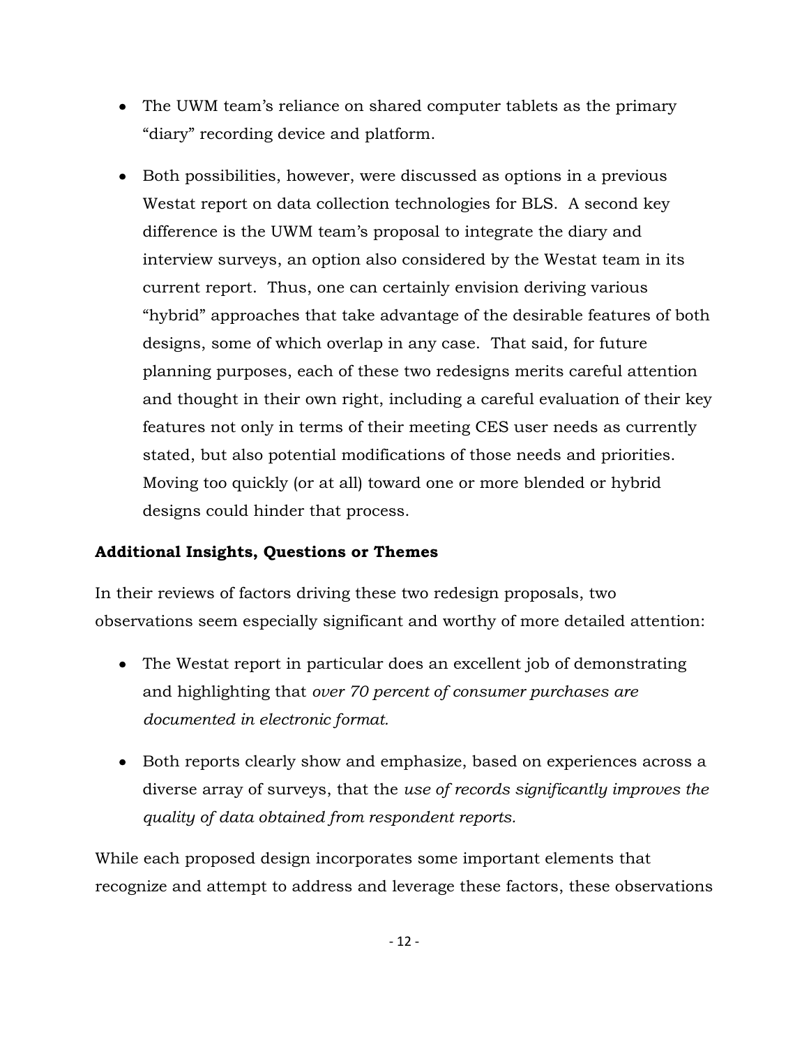- The UWM team's reliance on shared computer tablets as the primary "diary" recording device and platform.

- Both possibilities, however, were discussed as options in a previous Westat report on data collection technologies for BLS. A second key difference is the UWM team's proposal to integrate the diary and interview surveys, an option also considered by the Westat team in its current report. Thus, one can certainly envision deriving various "hybrid" approaches that take advantage of the desirable features of both designs, some of which overlap in any case. That said, for future planning purposes, each of these two redesigns merits careful attention and thought in their own right, including a careful evaluation of their key features not only in terms of their meeting CES user needs as currently stated, but also potential modifications of those needs and priorities. Moving too quickly (or at all) toward one or more blended or hybrid designs could hinder that process.

**Additional Insights, Questions or Themes**

In their reviews of factors driving these two redesign proposals, two observations seem especially significant and worthy of more detailed attention:

- The Westat report in particular does an excellent job of demonstrating and highlighting that *over 70 percent of consumer purchases are documented in electronic format.*

- Both reports clearly show and emphasize, based on experiences across a diverse array of surveys, that the *use of records significantly improves the quality of data obtained from respondent reports.*

While each proposed design incorporates some important elements that recognize and attempt to address and leverage these factors, these observations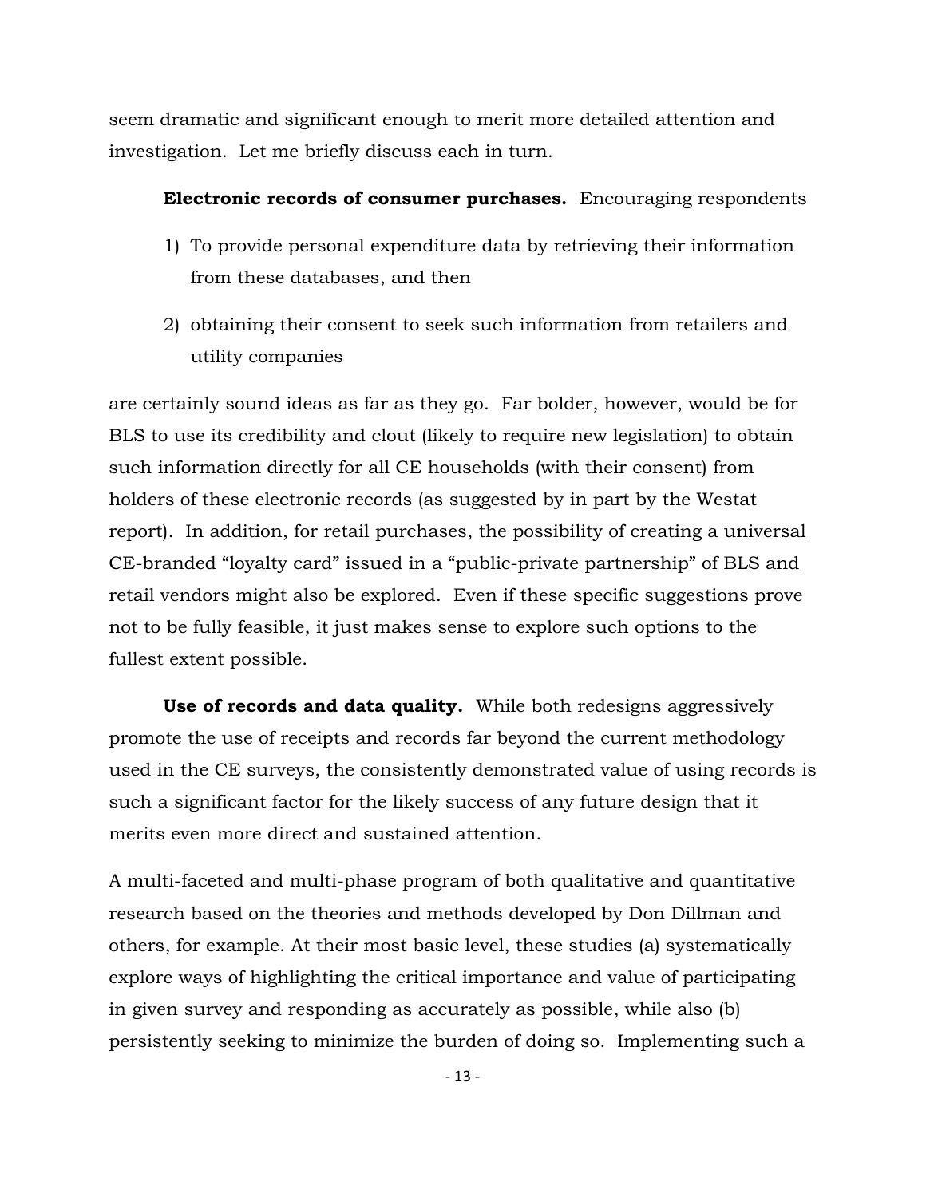seem dramatic and significant enough to merit more detailed attention and investigation. Let me briefly discuss each in turn.

**Electronic records of consumer purchases.** Encouraging respondents

1) To provide personal expenditure data by retrieving their information from these databases, and then
2) obtaining their consent to seek such information from retailers and utility companies

are certainly sound ideas as far as they go. Far bolder, however, would be for BLS to use its credibility and clout (likely to require new legislation) to obtain such information directly for all CE households (with their consent) from holders of these electronic records (as suggested by in part by the Westat report). In addition, for retail purchases, the possibility of creating a universal CE-branded "loyalty card" issued in a "public-private partnership" of BLS and retail vendors might also be explored. Even if these specific suggestions prove not to be fully feasible, it just makes sense to explore such options to the fullest extent possible.

**Use of records and data quality.** While both redesigns aggressively promote the use of receipts and records far beyond the current methodology used in the CE surveys, the consistently demonstrated value of using records is such a significant factor for the likely success of any future design that it merits even more direct and sustained attention.

A multi-faceted and multi-phase program of both qualitative and quantitative research based on the theories and methods developed by Don Dillman and others, for example. At their most basic level, these studies (a) systematically explore ways of highlighting the critical importance and value of participating in given survey and responding as accurately as possible, while also (b) persistently seeking to minimize the burden of doing so. Implementing such a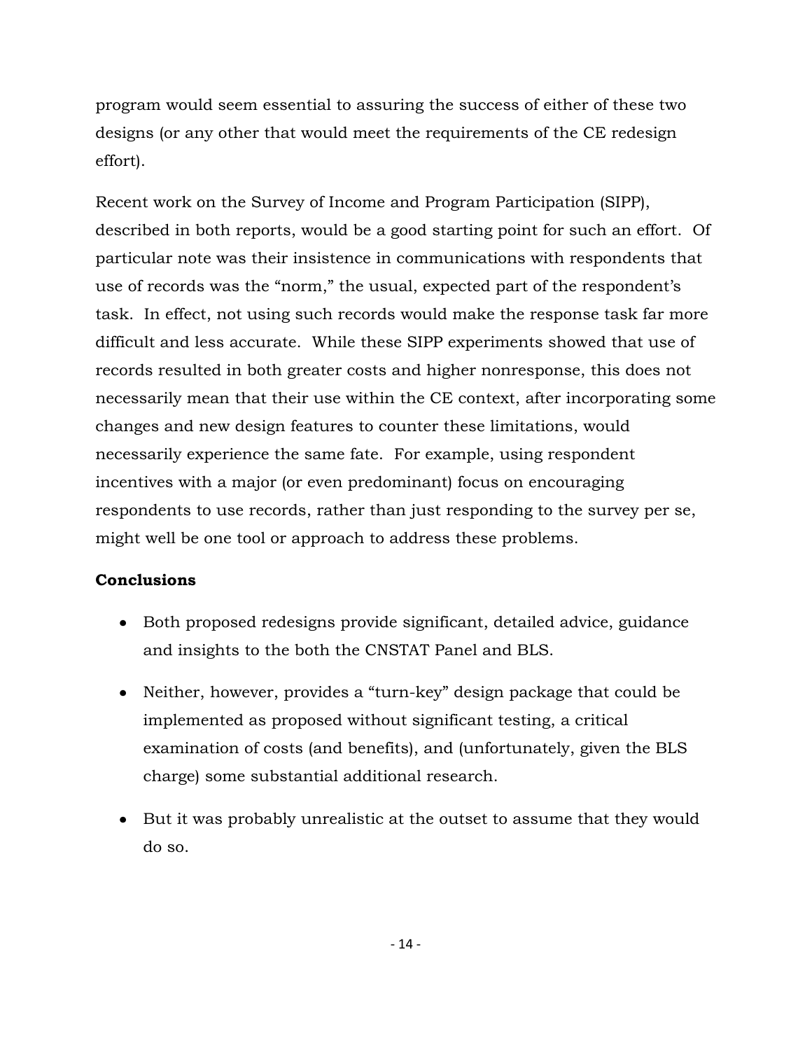program would seem essential to assuring the success of either of these two designs (or any other that would meet the requirements of the CE redesign effort).

Recent work on the Survey of Income and Program Participation (SIPP), described in both reports, would be a good starting point for such an effort. Of particular note was their insistence in communications with respondents that use of records was the "norm," the usual, expected part of the respondent's task. In effect, not using such records would make the response task far more difficult and less accurate. While these SIPP experiments showed that use of records resulted in both greater costs and higher nonresponse, this does not necessarily mean that their use within the CE context, after incorporating some changes and new design features to counter these limitations, would necessarily experience the same fate. For example, using respondent incentives with a major (or even predominant) focus on encouraging respondents to use records, rather than just responding to the survey per se, might well be one tool or approach to address these problems.

**Conclusions**

- Both proposed redesigns provide significant, detailed advice, guidance and insights to the both the CNSTAT Panel and BLS.
- Neither, however, provides a "turn-key" design package that could be implemented as proposed without significant testing, a critical examination of costs (and benefits), and (unfortunately, given the BLS charge) some substantial additional research.
- But it was probably unrealistic at the outset to assume that they would do so.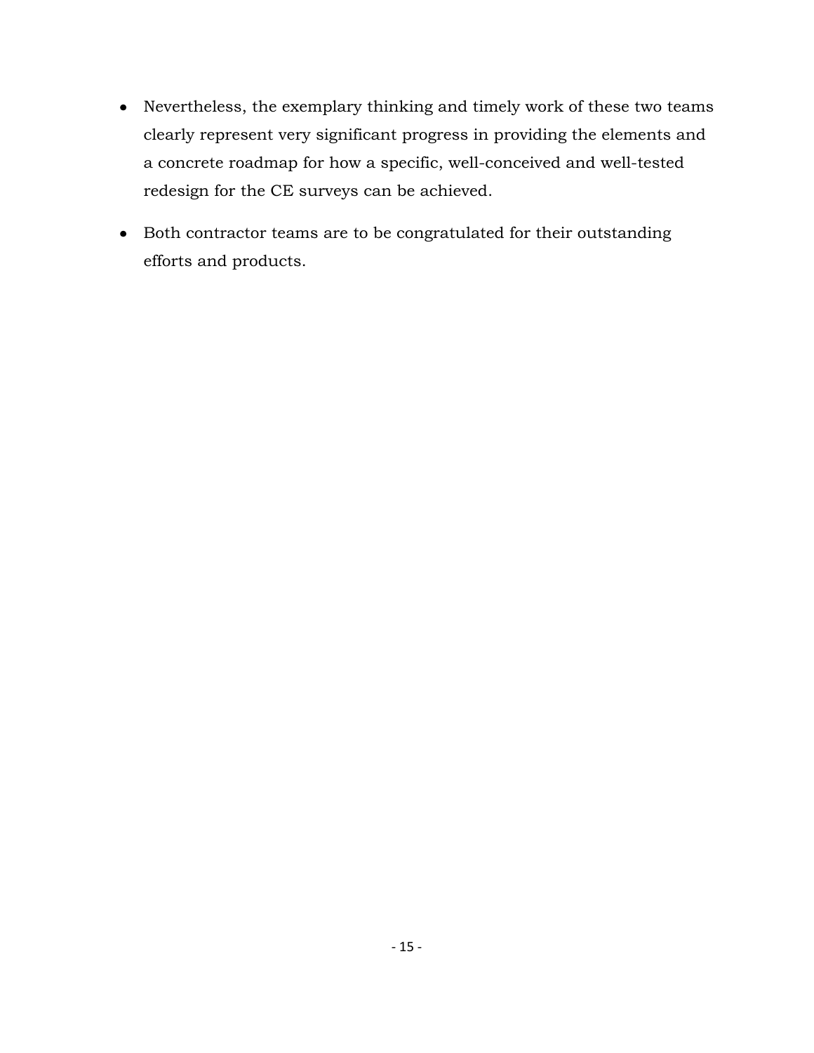- Nevertheless, the exemplary thinking and timely work of these two teams clearly represent very significant progress in providing the elements and a concrete roadmap for how a specific, well-conceived and well-tested redesign for the CE surveys can be achieved.
- Both contractor teams are to be congratulated for their outstanding efforts and products.